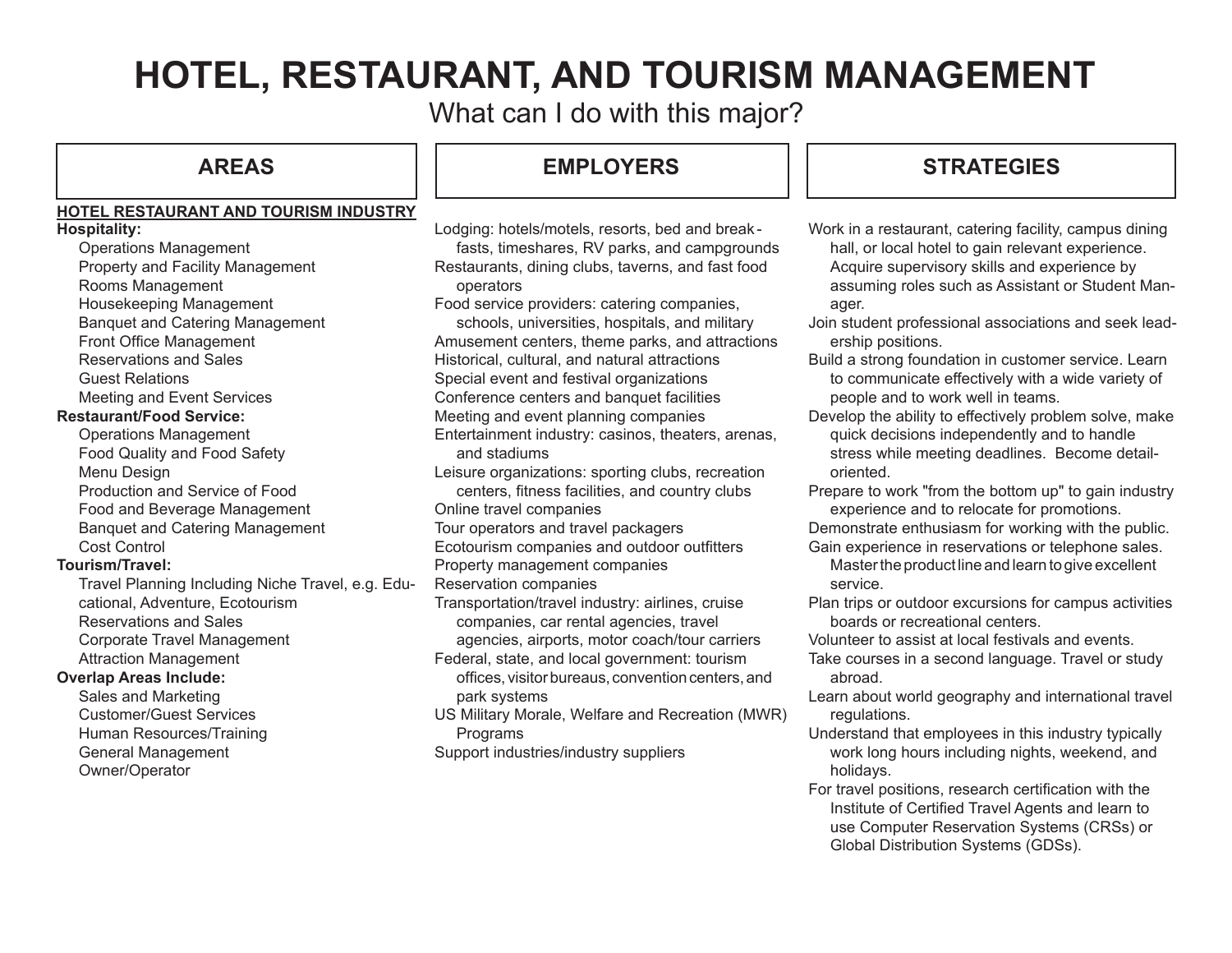# HOTEL, RESTAURANT, AND TOURISM MANAGEMENT

What can I do with this major?

## AREAS

**HOTEL RESTAURANT AND TOURISM INDUSTRY**

**Hospitality:**

- Operations Management
- Property and Facility Management
- Rooms Management
- Housekeeping Management
- Banquet and Catering Management
- Front Office Management
- Reservations and Sales
- Guest Relations
- Meeting and Event Services

**Restaurant/Food Service:**

- Operations Management
- Food Quality and Food Safety
- Menu Design
- Production and Service of Food
- Food and Beverage Management
- Banquet and Catering Management
- Cost Control

**Tourism/Travel:**

- Travel Planning Including Niche Travel, e.g. Educational, Adventure, Ecotourism
- Reservations and Sales
- Corporate Travel Management
- Attraction Management

**Overlap Areas Include:**

- Sales and Marketing
- Customer/Guest Services
- Human Resources/Training
- General Management
- Owner/Operator

## EMPLOYERS

- Lodging: hotels/motels, resorts, bed and breakfasts, timeshares, RV parks, and campgrounds
- Restaurants, dining clubs, taverns, and fast food operators
- Food service providers: catering companies, schools, universities, hospitals, and military
- Amusement centers, theme parks, and attractions
- Historical, cultural, and natural attractions
- Special event and festival organizations
- Conference centers and banquet facilities
- Meeting and event planning companies
- Entertainment industry: casinos, theaters, arenas, and stadiums
- Leisure organizations: sporting clubs, recreation centers, fitness facilities, and country clubs
- Online travel companies
- Tour operators and travel packagers
- Ecotourism companies and outdoor outfitters
- Property management companies
- Reservation companies
- Transportation/travel industry: airlines, cruise companies, car rental agencies, travel agencies, airports, motor coach/tour carriers
- Federal, state, and local government: tourism offices, visitor bureaus, convention centers, and park systems
- US Military Morale, Welfare and Recreation (MWR) Programs
- Support industries/industry suppliers

## STRATEGIES

- Work in a restaurant, catering facility, campus dining hall, or local hotel to gain relevant experience. Acquire supervisory skills and experience by assuming roles such as Assistant or Student Manager.
- Join student professional associations and seek leadership positions.
- Build a strong foundation in customer service. Learn to communicate effectively with a wide variety of people and to work well in teams.
- Develop the ability to effectively problem solve, make quick decisions independently and to handle stress while meeting deadlines. Become detail-oriented.
- Prepare to work "from the bottom up" to gain industry experience and to relocate for promotions.
- Demonstrate enthusiasm for working with the public.
- Gain experience in reservations or telephone sales. Master the product line and learn to give excellent service.
- Plan trips or outdoor excursions for campus activities boards or recreational centers.
- Volunteer to assist at local festivals and events.
- Take courses in a second language. Travel or study abroad.
- Learn about world geography and international travel regulations.
- Understand that employees in this industry typically work long hours including nights, weekend, and holidays.
- For travel positions, research certification with the Institute of Certified Travel Agents and learn to use Computer Reservation Systems (CRSs) or Global Distribution Systems (GDSs).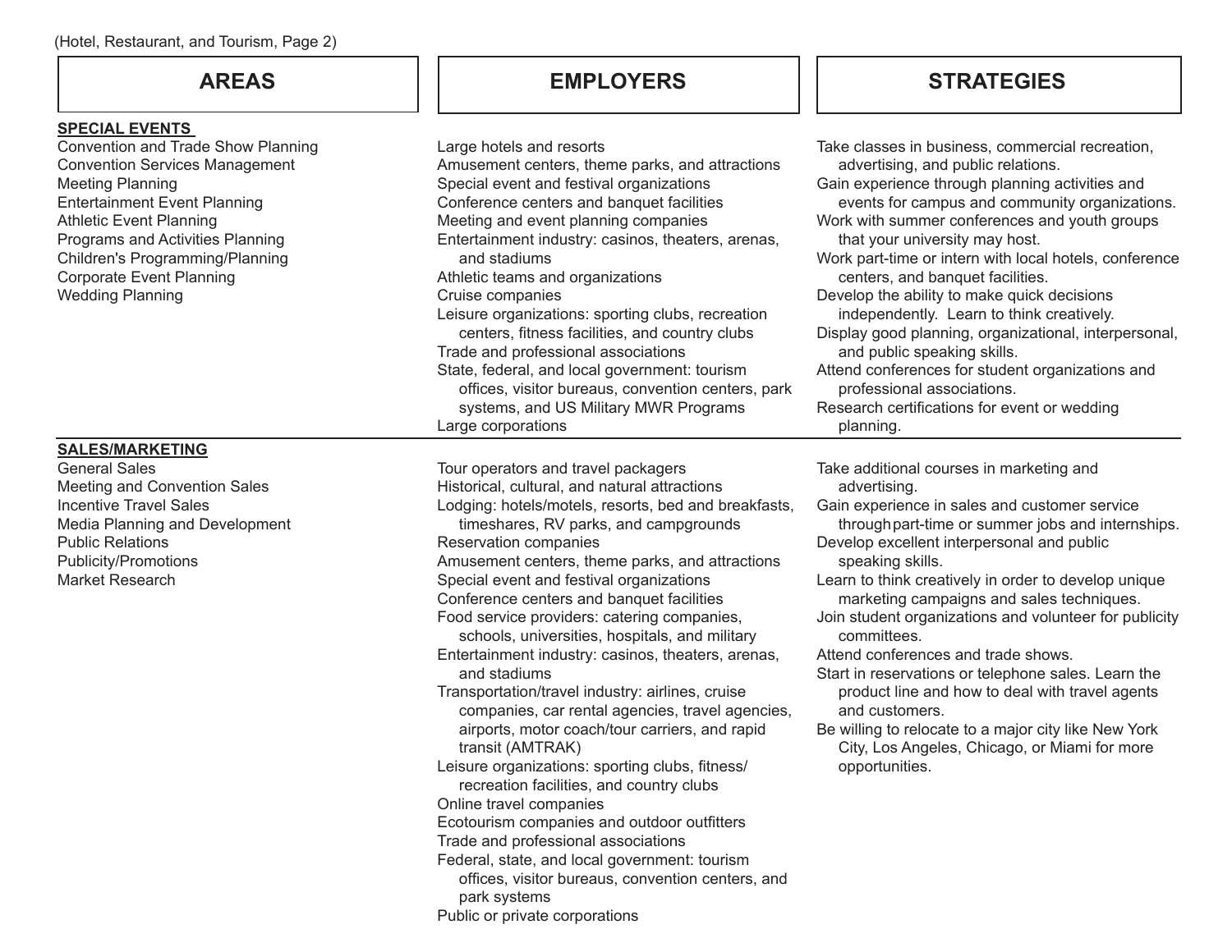| AREAS | EMPLOYERS | STRATEGIES |
| --- | --- | --- |
| **SPECIAL EVENTS**<br>Convention and Trade Show Planning<br>Convention Services Management<br>Meeting Planning<br>Entertainment Event Planning<br>Athletic Event Planning<br>Programs and Activities Planning<br>Children's Programming/Planning<br>Corporate Event Planning<br>Wedding Planning | Large hotels and resorts<br>Amusement centers, theme parks, and attractions<br>Special event and festival organizations<br>Conference centers and banquet facilities<br>Meeting and event planning companies<br>Entertainment industry: casinos, theaters, arenas, and stadiums<br>Athletic teams and organizations<br>Cruise companies<br>Leisure organizations: sporting clubs, recreation centers, fitness facilities, and country clubs<br>Trade and professional associations<br>State, federal, and local government: tourism offices, visitor bureaus, convention centers, park systems, and US Military MWR Programs<br>Large corporations | Take classes in business, commercial recreation, advertising, and public relations.<br>Gain experience through planning activities and events for campus and community organizations.<br>Work with summer conferences and youth groups that your university may host.<br>Work part-time or intern with local hotels, conference centers, and banquet facilities.<br>Develop the ability to make quick decisions independently. Learn to think creatively.<br>Display good planning, organizational, interpersonal, and public speaking skills.<br>Attend conferences for student organizations and professional associations.<br>Research certifications for event or wedding planning. |
| **SALES/MARKETING**<br>General Sales<br>Meeting and Convention Sales<br>Incentive Travel Sales<br>Media Planning and Development<br>Public Relations<br>Publicity/Promotions<br>Market Research | Tour operators and travel packagers<br>Historical, cultural, and natural attractions<br>Lodging: hotels/motels, resorts, bed and breakfasts, timeshares, RV parks, and campgrounds<br>Reservation companies<br>Amusement centers, theme parks, and attractions<br>Special event and festival organizations<br>Conference centers and banquet facilities<br>Food service providers: catering companies, schools, universities, hospitals, and military<br>Entertainment industry: casinos, theaters, arenas, and stadiums<br>Transportation/travel industry: airlines, cruise companies, car rental agencies, travel agencies, airports, motor coach/tour carriers, and rapid transit (AMTRAK)<br>Leisure organizations: sporting clubs, fitness/recreation facilities, and country clubs<br>Online travel companies<br>Ecotourism companies and outdoor outfitters<br>Trade and professional associations<br>Federal, state, and local government: tourism offices, visitor bureaus, convention centers, and park systems<br>Public or private corporations | Take additional courses in marketing and advertising.<br>Gain experience in sales and customer service through part-time or summer jobs and internships.<br>Develop excellent interpersonal and public speaking skills.<br>Learn to think creatively in order to develop unique marketing campaigns and sales techniques.<br>Join student organizations and volunteer for publicity committees.<br>Attend conferences and trade shows.<br>Start in reservations or telephone sales. Learn the product line and how to deal with travel agents and customers.<br>Be willing to relocate to a major city like New York City, Los Angeles, Chicago, or Miami for more opportunities. |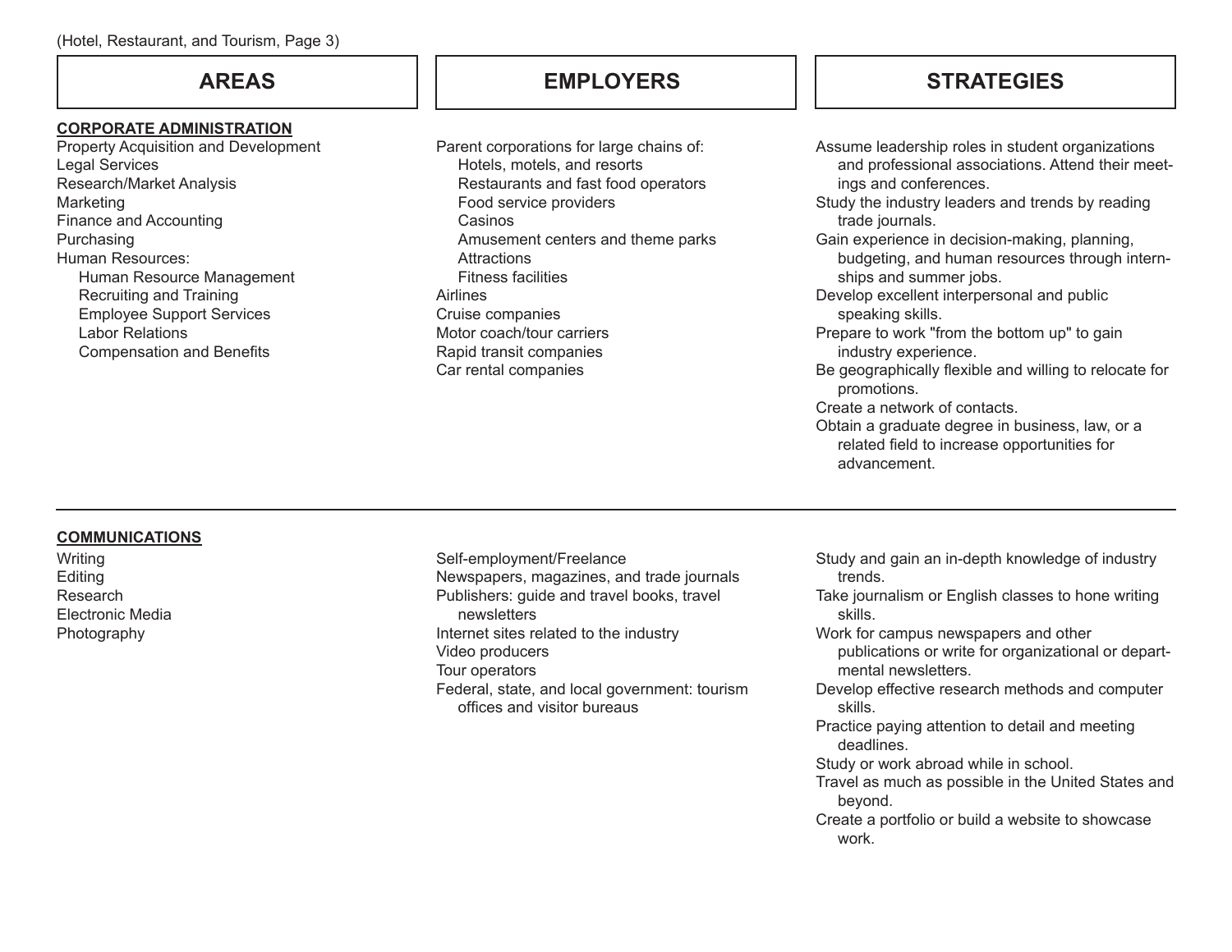| AREAS | EMPLOYERS | STRATEGIES |
| --- | --- | --- |
| **CORPORATE ADMINISTRATION**<br>Property Acquisition and Development<br>Legal Services<br>Research/Market Analysis<br>Marketing<br>Finance and Accounting<br>Purchasing<br>Human Resources:<br>Human Resource Management<br>Recruiting and Training<br>Employee Support Services<br>Labor Relations<br>Compensation and Benefits | Parent corporations for large chains of:<br>Hotels, motels, and resorts<br>Restaurants and fast food operators<br>Food service providers<br>Casinos<br>Amusement centers and theme parks<br>Attractions<br>Fitness facilities<br>Airlines<br>Cruise companies<br>Motor coach/tour carriers<br>Rapid transit companies<br>Car rental companies | Assume leadership roles in student organizations and professional associations. Attend their meetings and conferences.<br>Study the industry leaders and trends by reading trade journals.<br>Gain experience in decision-making, planning, budgeting, and human resources through internships and summer jobs.<br>Develop excellent interpersonal and public speaking skills.<br>Prepare to work "from the bottom up" to gain industry experience.<br>Be geographically flexible and willing to relocate for promotions.<br>Create a network of contacts.<br>Obtain a graduate degree in business, law, or a related field to increase opportunities for advancement. |
| **COMMUNICATIONS**<br>Writing<br>Editing<br>Research<br>Electronic Media<br>Photography | Self-employment/Freelance<br>Newspapers, magazines, and trade journals<br>Publishers: guide and travel books, travel newsletters<br>Internet sites related to the industry<br>Video producers<br>Tour operators<br>Federal, state, and local government: tourism offices and visitor bureaus | Study and gain an in-depth knowledge of industry trends.<br>Take journalism or English classes to hone writing skills.<br>Work for campus newspapers and other publications or write for organizational or departmental newsletters.<br>Develop effective research methods and computer skills.<br>Practice paying attention to detail and meeting deadlines.<br>Study or work abroad while in school.<br>Travel as much as possible in the United States and beyond.<br>Create a portfolio or build a website to showcase work. |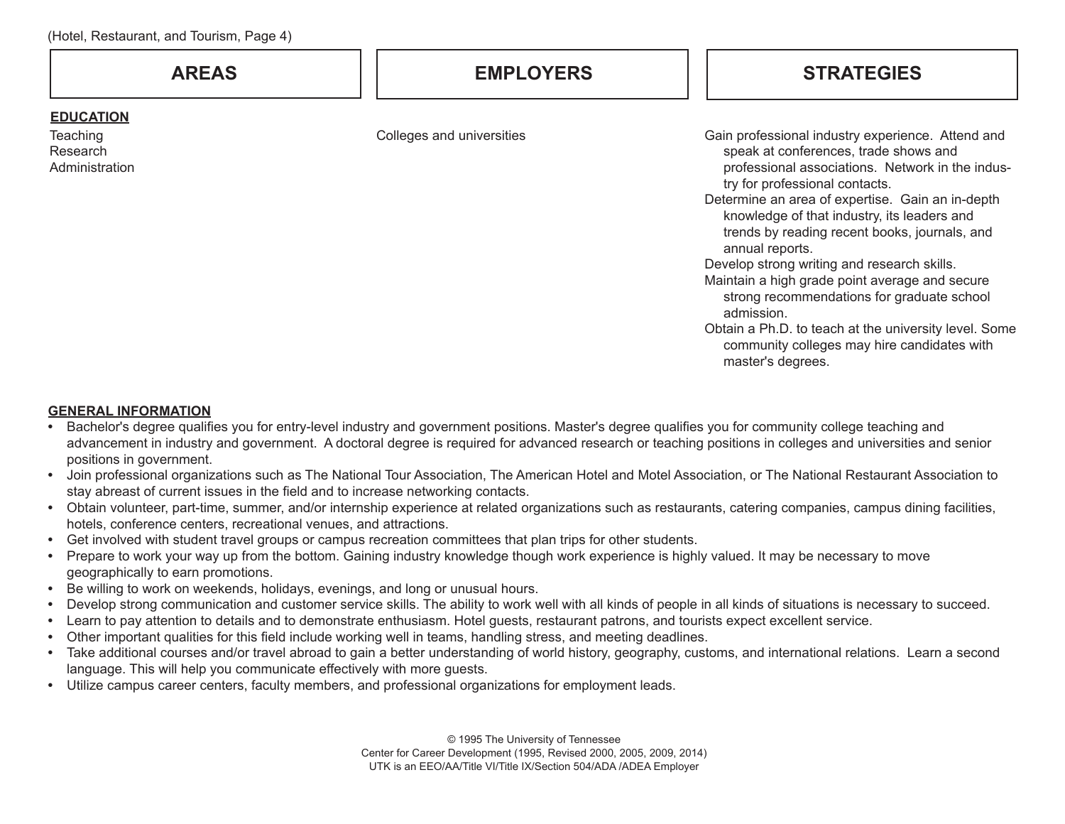| AREAS | EMPLOYERS | STRATEGIES |
|---|---|---|
| **EDUCATION** | | |
| Teaching<br>Research<br>Administration | Colleges and universities | Gain professional industry experience. Attend and speak at conferences, trade shows and professional associations. Network in the industry for professional contacts.<br>Determine an area of expertise. Gain an in-depth knowledge of that industry, its leaders and trends by reading recent books, journals, and annual reports.<br>Develop strong writing and research skills.<br>Maintain a high grade point average and secure strong recommendations for graduate school admission.<br>Obtain a Ph.D. to teach at the university level. Some community colleges may hire candidates with master's degrees. |

## GENERAL INFORMATION

- Bachelor's degree qualifies you for entry-level industry and government positions. Master's degree qualifies you for community college teaching and advancement in industry and government. A doctoral degree is required for advanced research or teaching positions in colleges and universities and senior positions in government.
- Join professional organizations such as The National Tour Association, The American Hotel and Motel Association, or The National Restaurant Association to stay abreast of current issues in the field and to increase networking contacts.
- Obtain volunteer, part-time, summer, and/or internship experience at related organizations such as restaurants, catering companies, campus dining facilities, hotels, conference centers, recreational venues, and attractions.
- Get involved with student travel groups or campus recreation committees that plan trips for other students.
- Prepare to work your way up from the bottom. Gaining industry knowledge though work experience is highly valued. It may be necessary to move geographically to earn promotions.
- Be willing to work on weekends, holidays, evenings, and long or unusual hours.
- Develop strong communication and customer service skills. The ability to work well with all kinds of people in all kinds of situations is necessary to succeed.
- Learn to pay attention to details and to demonstrate enthusiasm. Hotel guests, restaurant patrons, and tourists expect excellent service.
- Other important qualities for this field include working well in teams, handling stress, and meeting deadlines.
- Take additional courses and/or travel abroad to gain a better understanding of world history, geography, customs, and international relations. Learn a second language. This will help you communicate effectively with more guests.
- Utilize campus career centers, faculty members, and professional organizations for employment leads.

© 1995 The University of Tennessee
Center for Career Development (1995, Revised 2000, 2005, 2009, 2014)
UTK is an EEO/AA/Title VI/Title IX/Section 504/ADA /ADEA Employer